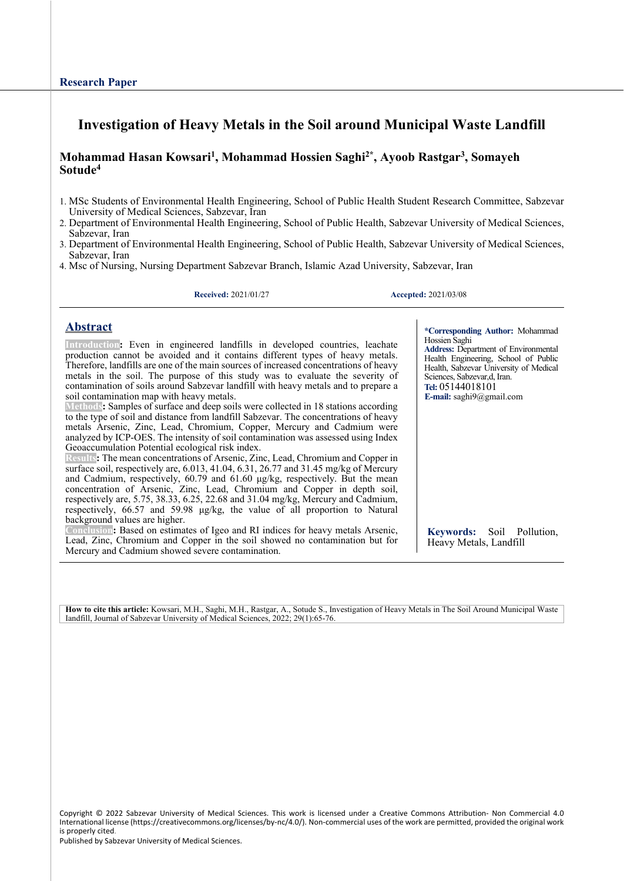Research Paper

# Investigation of Heavy Metals in the Soil around Municipal Waste Landfill

**Mohammad Hasan Kowsari[1], Mohammad Hossien Saghi[2*], Ayoob Rastgar[3], Somayeh Sotude[4]**

1. MSc Students of Environmental Health Engineering, School of Public Health Student Research Committee, Sabzevar University of Medical Sciences, Sabzevar, Iran
2. Department of Environmental Health Engineering, School of Public Health, Sabzevar University of Medical Sciences, Sabzevar, Iran
3. Department of Environmental Health Engineering, School of Public Health, Sabzevar University of Medical Sciences, Sabzevar, Iran
4. Msc of Nursing, Nursing Department Sabzevar Branch, Islamic Azad University, Sabzevar, Iran

**Received:** 2021/01/27 **Accepted:** 2021/03/08

## Abstract

**Introduction:** Even in engineered landfills in developed countries, leachate production cannot be avoided and it contains different types of heavy metals. Therefore, landfills are one of the main sources of increased concentrations of heavy metals in the soil. The purpose of this study was to evaluate the severity of contamination of soils around Sabzevar landfill with heavy metals and to prepare a soil contamination map with heavy metals.

**Methods:** Samples of surface and deep soils were collected in 18 stations according to the type of soil and distance from landfill Sabzevar. The concentrations of heavy metals Arsenic, Zinc, Lead, Chromium, Copper, Mercury and Cadmium were analyzed by ICP-OES. The intensity of soil contamination was assessed using Index Geoaccumulation Potential ecological risk index.

**Results:** The mean concentrations of Arsenic, Zinc, Lead, Chromium and Copper in surface soil, respectively are, 6.013, 41.04, 6.31, 26.77 and 31.45 mg/kg of Mercury and Cadmium, respectively, 60.79 and 61.60 µg/kg, respectively. But the mean concentration of Arsenic, Zinc, Lead, Chromium and Copper in depth soil, respectively are, 5.75, 38.33, 6.25, 22.68 and 31.04 mg/kg, Mercury and Cadmium, respectively, 66.57 and 59.98 µg/kg, the value of all proportion to Natural background values are higher.

**Conclusion:** Based on estimates of Igeo and RI indices for heavy metals Arsenic, Lead, Zinc, Chromium and Copper in the soil showed no contamination but for Mercury and Cadmium showed severe contamination.

**Keywords:** Soil Pollution, Heavy Metals, Landfill

**\*Corresponding Author:** Mohammad Hossien Saghi
**Address:** Department of Environmental Health Engineering, School of Public Health, Sabzevar University of Medical Sciences, Sabzevar,d, Iran.
**Tel:** 05144018101
**E-mail:** saghi9@gmail.com

**How to cite this article:** Kowsari, M.H., Saghi, M.H., Rastgar, A., Sotude S., Investigation of Heavy Metals in The Soil Around Municipal Waste landfill, Journal of Sabzevar University of Medical Sciences, 2022; 29(1):65-76.

Copyright © 2022 Sabzevar University of Medical Sciences. This work is licensed under a Creative Commons Attribution- Non Commercial 4.0 International license (https://creativecommons.org/licenses/by-nc/4.0/). Non-commercial uses of the work are permitted, provided the original work is properly cited.
Published by Sabzevar University of Medical Sciences.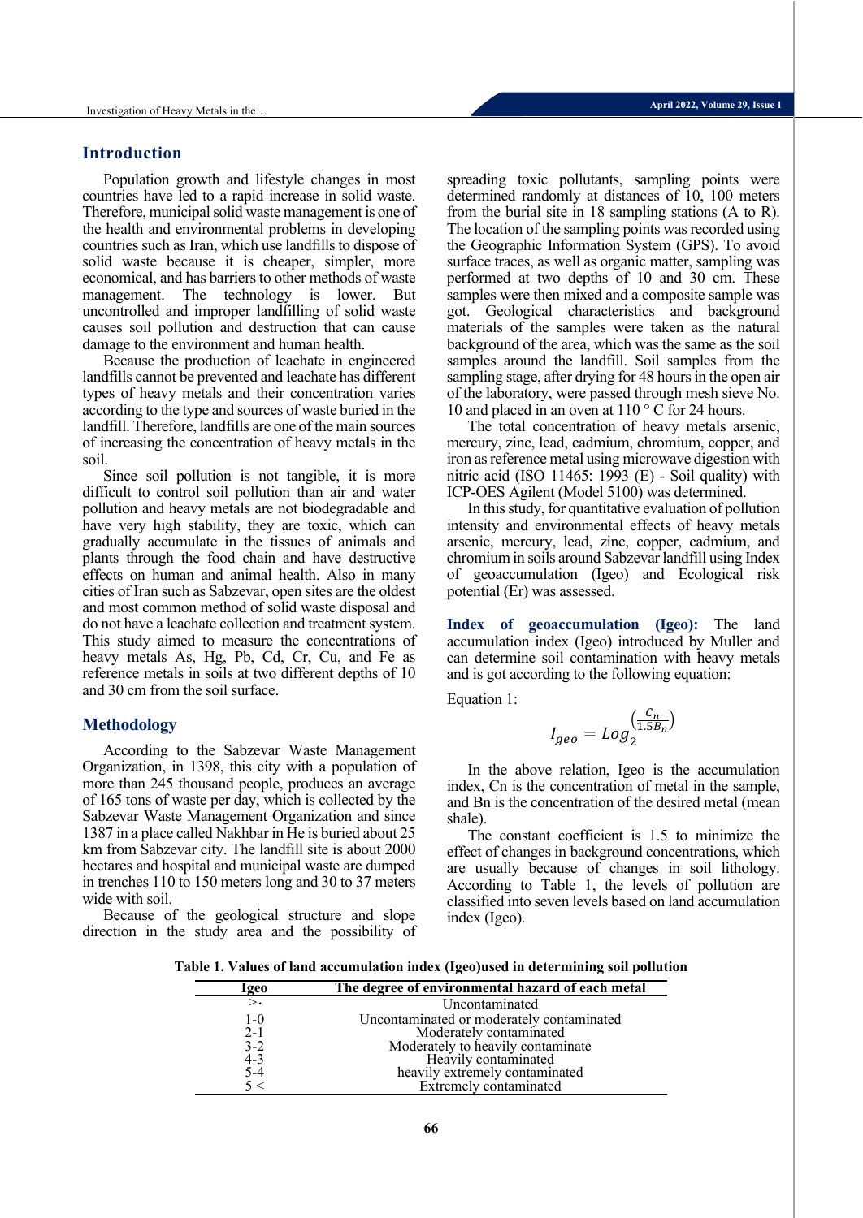## Introduction

Population growth and lifestyle changes in most countries have led to a rapid increase in solid waste. Therefore, municipal solid waste management is one of the health and environmental problems in developing countries such as Iran, which use landfills to dispose of solid waste because it is cheaper, simpler, more economical, and has barriers to other methods of waste management. The technology is lower. But uncontrolled and improper landfilling of solid waste causes soil pollution and destruction that can cause damage to the environment and human health.

Because the production of leachate in engineered landfills cannot be prevented and leachate has different types of heavy metals and their concentration varies according to the type and sources of waste buried in the landfill. Therefore, landfills are one of the main sources of increasing the concentration of heavy metals in the soil.

Since soil pollution is not tangible, it is more difficult to control soil pollution than air and water pollution and heavy metals are not biodegradable and have very high stability, they are toxic, which can gradually accumulate in the tissues of animals and plants through the food chain and have destructive effects on human and animal health. Also in many cities of Iran such as Sabzevar, open sites are the oldest and most common method of solid waste disposal and do not have a leachate collection and treatment system. This study aimed to measure the concentrations of heavy metals As, Hg, Pb, Cd, Cr, Cu, and Fe as reference metals in soils at two different depths of 10 and 30 cm from the soil surface.

## Methodology

According to the Sabzevar Waste Management Organization, in 1398, this city with a population of more than 245 thousand people, produces an average of 165 tons of waste per day, which is collected by the Sabzevar Waste Management Organization and since 1387 in a place called Nakhbar in He is buried about 25 km from Sabzevar city. The landfill site is about 2000 hectares and hospital and municipal waste are dumped in trenches 110 to 150 meters long and 30 to 37 meters wide with soil.

Because of the geological structure and slope direction in the study area and the possibility of spreading toxic pollutants, sampling points were determined randomly at distances of 10, 100 meters from the burial site in 18 sampling stations (A to R). The location of the sampling points was recorded using the Geographic Information System (GPS). To avoid surface traces, as well as organic matter, sampling was performed at two depths of 10 and 30 cm. These samples were then mixed and a composite sample was got. Geological characteristics and background materials of the samples were taken as the natural background of the area, which was the same as the soil samples around the landfill. Soil samples from the sampling stage, after drying for 48 hours in the open air of the laboratory, were passed through mesh sieve No. 10 and placed in an oven at 110 ° C for 24 hours.

The total concentration of heavy metals arsenic, mercury, zinc, lead, cadmium, chromium, copper, and iron as reference metal using microwave digestion with nitric acid (ISO 11465: 1993 (E) - Soil quality) with ICP-OES Agilent (Model 5100) was determined.

In this study, for quantitative evaluation of pollution intensity and environmental effects of heavy metals arsenic, mercury, lead, zinc, copper, cadmium, and chromium in soils around Sabzevar landfill using Index of geoaccumulation (Igeo) and Ecological risk potential (Er) was assessed.

**Index of geoaccumulation (Igeo):** The land accumulation index (Igeo) introduced by Muller and can determine soil contamination with heavy metals and is got according to the following equation:

Equation 1:

$$I_{geo} = Log_2^{\left(\frac{C_n}{1.5B_n}\right)}$$

In the above relation, Igeo is the accumulation index, Cn is the concentration of metal in the sample, and Bn is the concentration of the desired metal (mean shale).

The constant coefficient is 1.5 to minimize the effect of changes in background concentrations, which are usually because of changes in soil lithology. According to Table 1, the levels of pollution are classified into seven levels based on land accumulation index (Igeo).

**Table 1. Values of land accumulation index (Igeo)used in determining soil pollution**

| Igeo | The degree of environmental hazard of each metal |
|---|---|
| >· | Uncontaminated |
| 1-0 | Uncontaminated or moderately contaminated |
| 2-1 | Moderately contaminated |
| 3-2 | Moderately to heavily contaminate |
| 4-3 | Heavily contaminated |
| 5-4 | heavily extremely contaminated |
| 5 < | Extremely contaminated |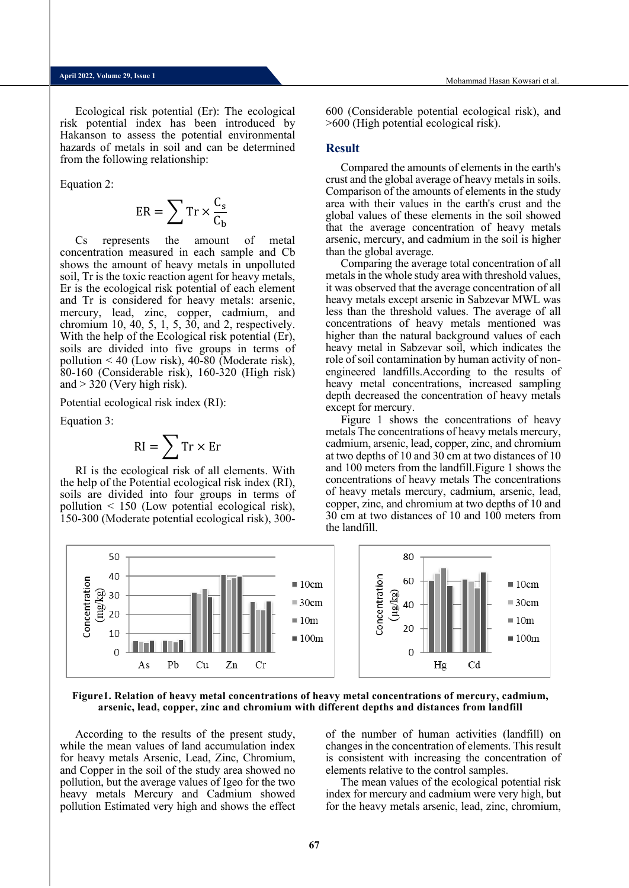Ecological risk potential (Er): The ecological risk potential index has been introduced by Hakanson to assess the potential environmental hazards of metals in soil and can be determined from the following relationship:

Equation 2:

$$ER = \sum Tr \times \frac{C_s}{C_b}$$

Cs represents the amount of metal concentration measured in each sample and Cb shows the amount of heavy metals in unpolluted soil, Tr is the toxic reaction agent for heavy metals, Er is the ecological risk potential of each element and Tr is considered for heavy metals: arsenic, mercury, lead, zinc, copper, cadmium, and chromium 10, 40, 5, 1, 5, 30, and 2, respectively. With the help of the Ecological risk potential (Er), soils are divided into five groups in terms of pollution < 40 (Low risk), 40-80 (Moderate risk), 80-160 (Considerable risk), 160-320 (High risk) and > 320 (Very high risk).

Potential ecological risk index (RI):

Equation 3:

$$RI = \sum Tr \times Er$$

RI is the ecological risk of all elements. With the help of the Potential ecological risk index (RI), soils are divided into four groups in terms of pollution < 150 (Low potential ecological risk), 150-300 (Moderate potential ecological risk), 300-600 (Considerable potential ecological risk), and >600 (High potential ecological risk).

## Result

Compared the amounts of elements in the earth's crust and the global average of heavy metals in soils. Comparison of the amounts of elements in the study area with their values in the earth's crust and the global values of these elements in the soil showed that the average concentration of heavy metals arsenic, mercury, and cadmium in the soil is higher than the global average.

Comparing the average total concentration of all metals in the whole study area with threshold values, it was observed that the average concentration of all heavy metals except arsenic in Sabzevar MWL was less than the threshold values. The average of all concentrations of heavy metals mentioned was higher than the natural background values of each heavy metal in Sabzevar soil, which indicates the role of soil contamination by human activity of non-engineered landfills.According to the results of heavy metal concentrations, increased sampling depth decreased the concentration of heavy metals except for mercury.

Figure 1 shows the concentrations of heavy metals The concentrations of heavy metals mercury, cadmium, arsenic, lead, copper, zinc, and chromium at two depths of 10 and 30 cm at two distances of 10 and 100 meters from the landfill.Figure 1 shows the concentrations of heavy metals The concentrations of heavy metals mercury, cadmium, arsenic, lead, copper, zinc, and chromium at two depths of 10 and 30 cm at two distances of 10 and 100 meters from the landfill.

**Figure1. Relation of heavy metal concentrations of heavy metal concentrations of mercury, cadmium, arsenic, lead, copper, zinc and chromium with different depths and distances from landfill**

According to the results of the present study, while the mean values of land accumulation index for heavy metals Arsenic, Lead, Zinc, Chromium, and Copper in the soil of the study area showed no pollution, but the average values of Igeo for the two heavy metals Mercury and Cadmium showed pollution Estimated very high and shows the effect of the number of human activities (landfill) on changes in the concentration of elements. This result is consistent with increasing the concentration of elements relative to the control samples.

The mean values of the ecological potential risk index for mercury and cadmium were very high, but for the heavy metals arsenic, lead, zinc, chromium,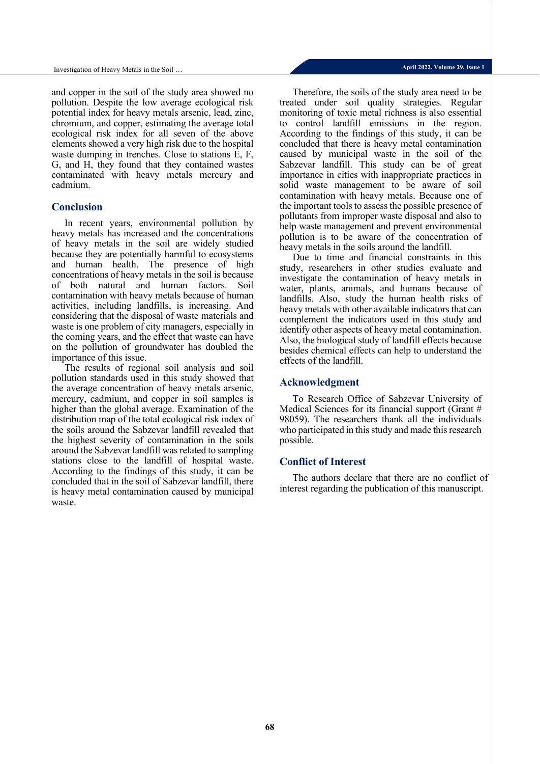and copper in the soil of the study area showed no pollution. Despite the low average ecological risk potential index for heavy metals arsenic, lead, zinc, chromium, and copper, estimating the average total ecological risk index for all seven of the above elements showed a very high risk due to the hospital waste dumping in trenches. Close to stations E, F, G, and H, they found that they contained wastes contaminated with heavy metals mercury and cadmium.

## Conclusion

In recent years, environmental pollution by heavy metals has increased and the concentrations of heavy metals in the soil are widely studied because they are potentially harmful to ecosystems and human health. The presence of high concentrations of heavy metals in the soil is because of both natural and human factors. Soil contamination with heavy metals because of human activities, including landfills, is increasing. And considering that the disposal of waste materials and waste is one problem of city managers, especially in the coming years, and the effect that waste can have on the pollution of groundwater has doubled the importance of this issue.

The results of regional soil analysis and soil pollution standards used in this study showed that the average concentration of heavy metals arsenic, mercury, cadmium, and copper in soil samples is higher than the global average. Examination of the distribution map of the total ecological risk index of the soils around the Sabzevar landfill revealed that the highest severity of contamination in the soils around the Sabzevar landfill was related to sampling stations close to the landfill of hospital waste. According to the findings of this study, it can be concluded that in the soil of Sabzevar landfill, there is heavy metal contamination caused by municipal waste.

Therefore, the soils of the study area need to be treated under soil quality strategies. Regular monitoring of toxic metal richness is also essential to control landfill emissions in the region. According to the findings of this study, it can be concluded that there is heavy metal contamination caused by municipal waste in the soil of the Sabzevar landfill. This study can be of great importance in cities with inappropriate practices in solid waste management to be aware of soil contamination with heavy metals. Because one of the important tools to assess the possible presence of pollutants from improper waste disposal and also to help waste management and prevent environmental pollution is to be aware of the concentration of heavy metals in the soils around the landfill.

Due to time and financial constraints in this study, researchers in other studies evaluate and investigate the contamination of heavy metals in water, plants, animals, and humans because of landfills. Also, study the human health risks of heavy metals with other available indicators that can complement the indicators used in this study and identify other aspects of heavy metal contamination. Also, the biological study of landfill effects because besides chemical effects can help to understand the effects of the landfill.

## Acknowledgment

To Research Office of Sabzevar University of Medical Sciences for its financial support (Grant # 98059). The researchers thank all the individuals who participated in this study and made this research possible.

## Conflict of Interest

The authors declare that there are no conflict of interest regarding the publication of this manuscript.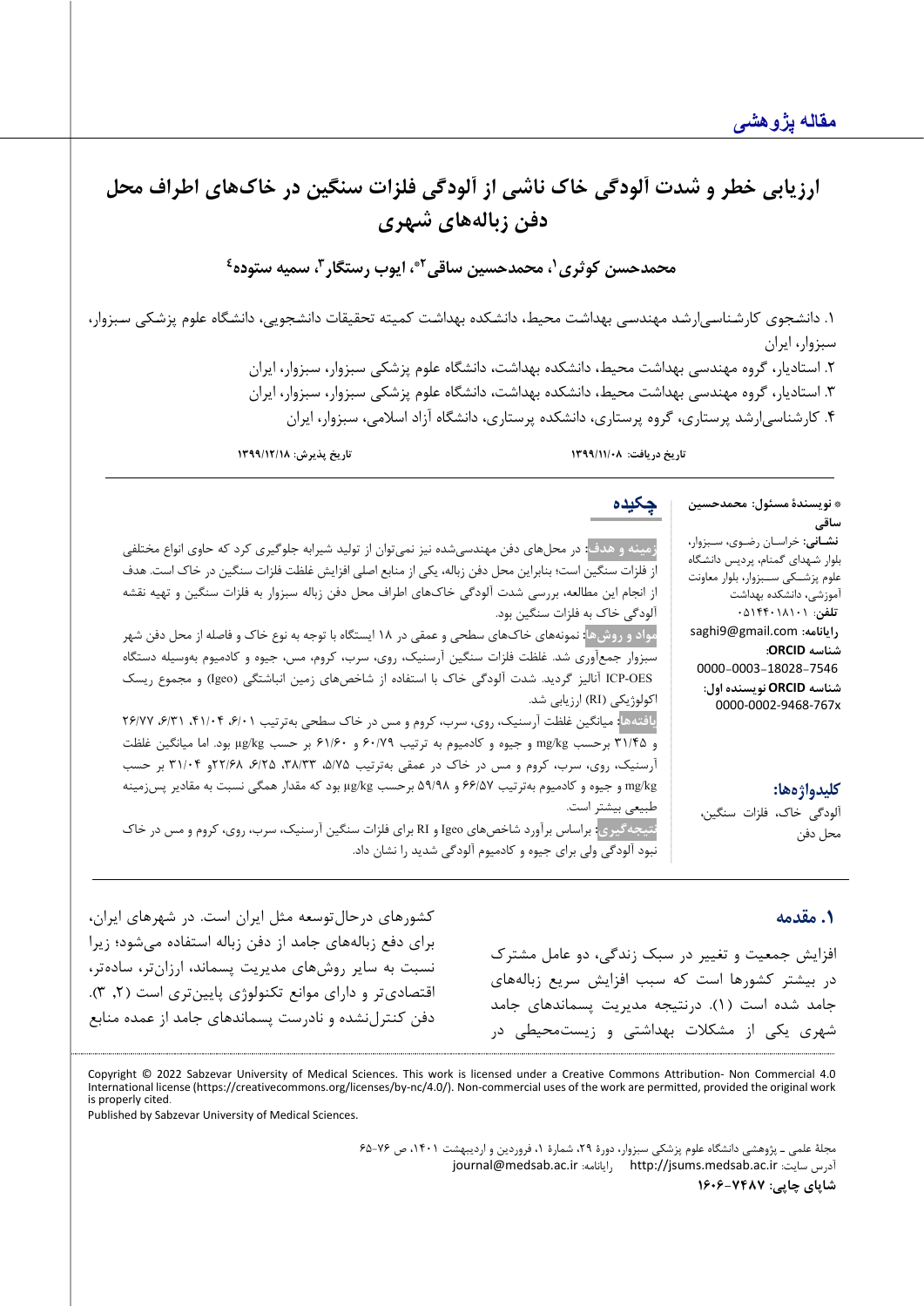مقاله پژوهشی

# ارزیابی خطر و شدت آلودگی خاک ناشی از آلودگی فلزات سنگین در خاک‌های اطراف محل دفن زباله‌های شهری

**محمدحسن کوثری[1]، محمدحسین ساقی[2*]، ایوب رستگار[3]، سمیه ستوده[4]**

۱. دانشجوی کارشناسی‌ارشد مهندسی بهداشت محیط، دانشکده بهداشت کمیته تحقیقات دانشجویی، دانشگاه علوم پزشکی سبزوار، سبزوار، ایران

۲. استادیار، گروه مهندسی بهداشت محیط، دانشکده بهداشت، دانشگاه علوم پزشکی سبزوار، سبزوار، ایران

۳. استادیار، گروه مهندسی بهداشت محیط، دانشکده بهداشت، دانشگاه علوم پزشکی سبزوار، سبزوار، ایران

۴. کارشناسی‌ارشد پرستاری، گروه پرستاری، دانشکده پرستاری، دانشگاه آزاد اسلامی، سبزوار، ایران

**تاریخ دریافت:** ۱۳۹۹/۱۱/۰۸ **تاریخ پذیرش:** ۱۳۹۹/۱۲/۱۸

\* **نویسندۀ مسئول: محمدحسین ساقی**

**نشانی:** خراسان رضوی، سبزوار، بلوار شهدای گمنام، پردیس دانشگاه علوم پزشکی سبزوار، بلوار معاونت آموزشی، دانشکده بهداشت

**تلفن:** ۰۵۱۴۴۰۱۸۱۰۱

**رایانامه:** saghi9@gmail.com

**شناسه ORCID:** 0000-0003-18028-7546

**شناسه ORCID نویسنده اول:** 0000-0002-9468-767x

## چکیده

**زمینه و هدف:** در محل‌های دفن مهندسی‌شده نیز نمی‌توان از تولید شیرابه جلوگیری کرد که حاوی انواع مختلفی از فلزات سنگین است؛ بنابراین محل دفن زباله، یکی از منابع اصلی افزایش غلظت فلزات سنگین در خاک است. هدف از انجام این مطالعه، بررسی شدت آلودگی خاک‌های اطراف محل دفن زباله سبزوار به فلزات سنگین و تهیه نقشه آلودگی خاک به فلزات سنگین بود.

**مواد و روش‌ها:** نمونه‌های خاک‌های سطحی و عمقی در ۱۸ ایستگاه با توجه به نوع خاک و فاصله از محل دفن شهر سبزوار جمع‌آوری شد. غلظت فلزات سنگین آرسنیک، روی، سرب، کروم، مس، جیوه و کادمیوم به‌وسیله دستگاه ICP-OES آنالیز گردید. شدت آلودگی خاک با استفاده از شاخص‌های زمین انباشتگی (Igeo) و مجموع ریسک اکولوژیکی (RI) ارزیابی شد.

**یافته‌ها:** میانگین غلظت آرسنیک، روی، سرب، کروم و مس در خاک سطحی به‌ترتیب ۶/۰۱، ۴۱/۰۴، ۶/۳۱، ۲۶/۷۷ و ۳۱/۴۵ برحسب mg/kg و جیوه و کادمیوم به ترتیب ۶۰/۷۹ و ۶۱/۶۰ بر حسب μg/kg بود. اما میانگین غلظت آرسنیک، روی، سرب، کروم و مس در خاک در عمقی به‌ترتیب ۵/۷۵، ۳۸/۳۳، ۶/۲۵، ۲۲/۶۸و ۳۱/۰۴ بر حسب mg/kg و جیوه و کادمیوم به‌ترتیب ۶۶/۵۷ و ۵۹/۹۸ برحسب μg/kg بود که مقدار همگی نسبت به مقادیر پس‌زمینه طبیعی بیشتر است.

**نتیجه‌گیری:** براساس برآورد شاخص‌های Igeo و RI برای فلزات سنگین آرسنیک، سرب، روی، کروم و مس در خاک نبود آلودگی ولی برای جیوه و کادمیوم آلودگی شدید را نشان داد.

**کلیدواژه‌ها:** آلودگی خاک، فلزات سنگین، محل دفن

## ۱. مقدمه

افزایش جمعیت و تغییر در سبک زندگی، دو عامل مشترک در بیشتر کشورها است که سبب افزایش سریع زباله‌های جامد شده است (۱). درنتیجه مدیریت پسماندهای جامد شهری یکی از مشکلات بهداشتی و زیست‌محیطی در کشورهای درحال‌توسعه مثل ایران است. در شهرهای ایران، برای دفع زباله‌های جامد از دفن زباله استفاده می‌شود؛ زیرا نسبت به سایر روش‌های مدیریت پسماند، ارزان‌تر، ساده‌تر، اقتصادی‌تر و دارای موانع تکنولوژی پایین‌تری است (۲، ۳). دفن کنترل‌نشده و نادرست پسماندهای جامد از عمده منابع

Copyright © 2022 Sabzevar University of Medical Sciences. This work is licensed under a Creative Commons Attribution- Non Commercial 4.0 International license (https://creativecommons.org/licenses/by-nc/4.0/). Non-commercial uses of the work are permitted, provided the original work is properly cited.

Published by Sabzevar University of Medical Sciences.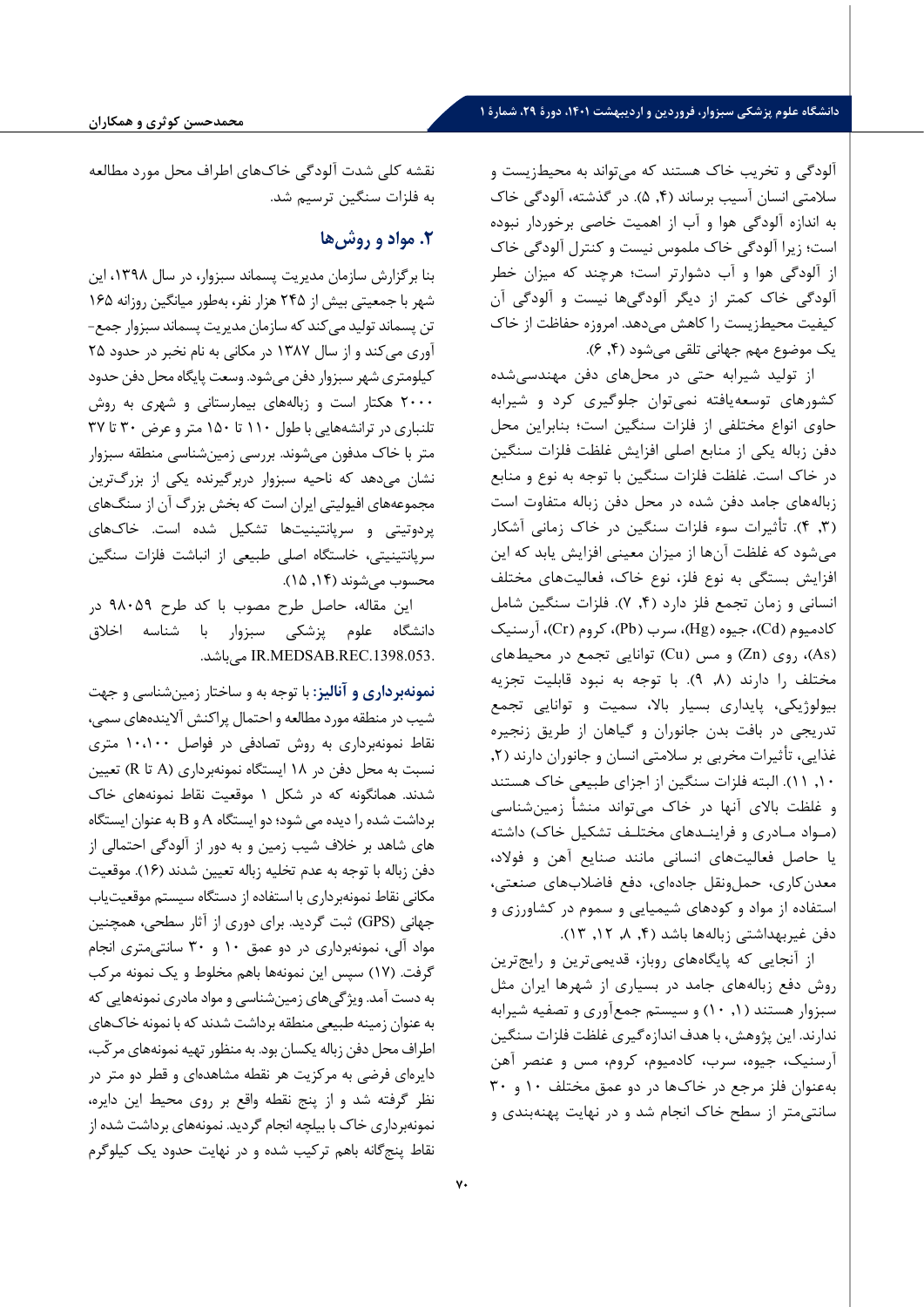آلودگی و تخریب خاک هستند که می‌تواند به محیط‌زیست و سلامتی انسان آسیب برساند (۴, ۵). در گذشته، آلودگی خاک به اندازه آلودگی هوا و آب از اهمیت خاصی برخوردار نبوده است؛ زیرا آلودگی خاک ملموس نیست و کنترل آلودگی خاک از آلودگی هوا و آب دشوارتر است؛ هرچند که میزان خطر آلودگی خاک کمتر از دیگر آلودگی‌ها نیست و آلودگی آن کیفیت محیط‌زیست را کاهش می‌دهد. امروزه حفاظت از خاک یک موضوع مهم جهانی تلقی می‌شود (۴, ۶).

از تولید شیرابه حتی در محل‌های دفن مهندسی‌شده کشورهای توسعه‌یافته نمی‌توان جلوگیری کرد و شیرابه حاوی انواع مختلفی از فلزات سنگین است؛ بنابراین محل دفن زباله یکی از منابع اصلی افزایش غلظت فلزات سنگین در خاک است. غلظت فلزات سنگین با توجه به نوع و منابع زباله‌های جامد دفن شده در محل دفن زباله متفاوت است (۳, ۴). تأثیرات سوء فلزات سنگین در خاک زمانی آشکار می‌شود که غلظت آن‌ها از میزان معینی افزایش یابد که این افزایش بستگی به نوع فلز، نوع خاک، فعالیت‌های مختلف انسانی و زمان تجمع فلز دارد (۴, ۷). فلزات سنگین شامل کادمیوم (Cd)، جیوه (Hg)، سرب (Pb)، کروم (Cr)، آرسنیک (As)، روی (Zn) و مس (Cu) توانایی تجمع در محیط‌های مختلف را دارند (۸, ۹). با توجه به نبود قابلیت تجزیه بیولوژیکی، پایداری بسیار بالا، سمیت و توانایی تجمع تدریجی در بافت بدن جانوران و گیاهان از طریق زنجیره غذایی، تأثیرات مخربی بر سلامتی انسان و جانوران دارند (۲, ۱۰, ۱۱). البته فلزات سنگین از اجزای طبیعی خاک هستند و غلظت بالای آنها در خاک می‌تواند منشأ زمین‌شناسی (مواد مادری و فرایندهای مختلف تشکیل خاک) داشته یا حاصل فعالیت‌های انسانی مانند صنایع آهن و فولاد، معدن‌کاری، حمل‌ونقل جاده‌ای، دفع فاضلاب‌های صنعتی، استفاده از مواد و کودهای شیمیایی و سموم در کشاورزی و دفن غیربهداشتی زباله‌ها باشد (۴, ۸, ۱۲, ۱۳).

از آنجایی که پایگاه‌های روباز، قدیمی‌ترین و رایج‌ترین روش دفع زباله‌های جامد در بسیاری از شهرها ایران مثل سبزوار هستند (۱, ۱۰) و سیستم جمع‌آوری و تصفیه شیرابه ندارند. این پژوهش، با هدف اندازه‌گیری غلظت فلزات سنگین آرسنیک، جیوه، سرب، کادمیوم، کروم، مس و عنصر آهن به‌عنوان فلز مرجع در خاک‌ها در دو عمق مختلف ۱۰ و ۳۰ سانتی‌متر از سطح خاک انجام شد و در نهایت پهنه‌بندی و نقشه کلی شدت آلودگی خاک‌های اطراف محل مورد مطالعه به فلزات سنگین ترسیم شد.

## ۲. مواد و روش‌ها

بنا برگزارش سازمان مدیریت پسماند سبزوار، در سال ۱۳۹۸، این شهر با جمعیتی بیش از ۲۴۵ هزار نفر، به‌طور میانگین روزانه ۱۶۵ تن پسماند تولید می‌کند که سازمان مدیریت پسماند سبزوار جمع‌آوری می‌کند و از سال ۱۳۸۷ در مکانی به نام نخبر در حدود ۲۵ کیلومتری شهر سبزوار دفن می‌شود. وسعت پایگاه محل دفن حدود ۲۰۰۰ هکتار است و زباله‌های بیمارستانی و شهری به روش تلنباری در ترانشه‌هایی با طول ۱۱۰ تا ۱۵۰ متر و عرض ۳۰ تا ۳۷ متر با خاک مدفون می‌شوند. بررسی زمین‌شناسی منطقه سبزوار نشان می‌دهد که ناحیه سبزوار دربرگیرنده یکی از بزرگ‌ترین مجموعه‌های افیولیتی ایران است که بخش بزرگ آن از سنگ‌های پردوتیتی و سرپانتینیت‌ها تشکیل شده است. خاک‌های سرپانتینیتی، خاستگاه اصلی طبیعی از انباشت فلزات سنگین محسوب می‌شوند (۱۴, ۱۵).

این مقاله، حاصل طرح مصوب با کد طرح ۹۸۰۵۹ در دانشگاه علوم پزشکی سبزوار با شناسه اخلاق IR.MEDSAB.REC.1398.053 می‌باشد.

**نمونه‌برداری و آنالیز:** با توجه به و ساختار زمین‌شناسی و جهت شیب در منطقه مورد مطالعه و احتمال پراکنش آلاینده‌های سمی، نقاط نمونه‌برداری به روش تصادفی در فواصل ۱۰،۱۰۰ متری نسبت به محل دفن در ۱۸ ایستگاه نمونه‌برداری (A تا R) تعیین شدند. همانگونه که در شکل ۱ موقعیت نقاط نمونه‌های خاک برداشت شده را دیده می شود؛ دو ایستگاه A و B به عنوان ایستگاه های شاهد بر خلاف شیب زمین و به دور از آلودگی احتمالی از دفن زباله با توجه به عدم تخلیه زباله تعیین شدند (۱۶). موقعیت مکانی نقاط نمونه‌برداری با استفاده از دستگاه سیستم موقعیت‌یاب جهانی (GPS) ثبت گردید. برای دوری از آثار سطحی، همچنین مواد آلی، نمونه‌برداری در دو عمق ۱۰ و ۳۰ سانتی‌متری انجام گرفت. (۱۷) سپس این نمونه‌ها باهم مخلوط و یک نمونه مرکب به دست آمد. ویژگی‌های زمین‌شناسی و مواد مادری نمونه‌هایی که به عنوان زمینه طبیعی منطقه برداشت شدند که با نمونه خاک‌های اطراف محل دفن زباله یکسان بود. به منظور تهیه نمونه‌های مرکّب، دایره‌ای فرضی به مرکزیت هر نقطه مشاهده‌ای و قطر دو متر در نظر گرفته شد و از پنج نقطه واقع بر روی محیط این دایره، نمونه‌برداری خاک با بیلچه انجام گردید. نمونه‌های برداشت شده از نقاط پنج‌گانه باهم ترکیب شده و در نهایت حدود یک کیلوگرم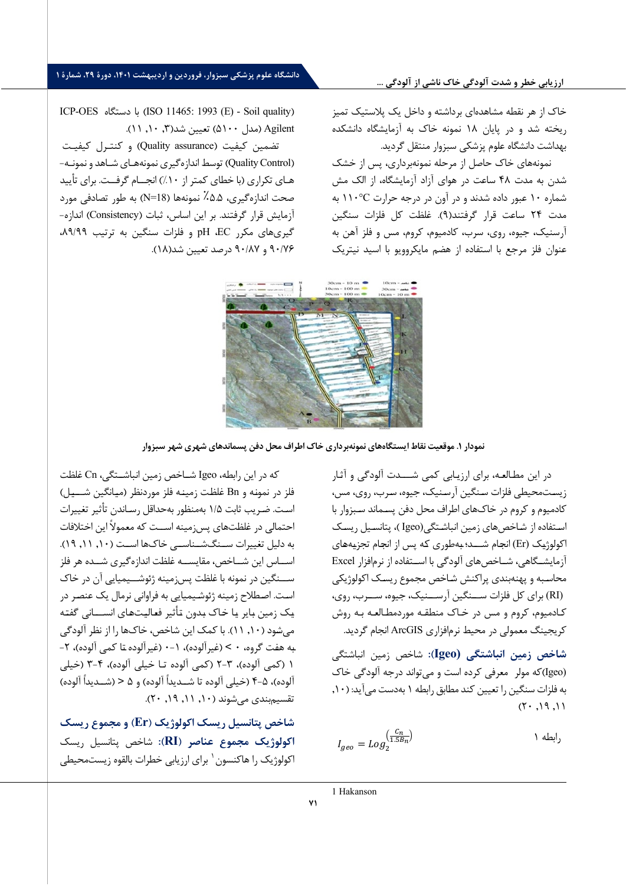خاک از هر نقطه مشاهده‌ای برداشته و داخل یک پلاستیک تمیز ریخته شد و در پایان ۱۸ نمونه خاک به آزمایشگاه دانشکده بهداشت دانشگاه علوم پزشکی سبزوار منتقل گردید.

نمونه‌های خاک حاصل از مرحله نمونه‌برداری، پس از خشک شدن به مدت ۴۸ ساعت در هوای آزاد آزمایشگاه، از الک مش شماره ۱۰ عبور داده شدند و در آون در درجه حرارت ۱۱۰°C به مدت ۲۴ ساعت قرار گرفتند(۹). غلظت کل فلزات سنگین آرسنیک، جیوه، روی، سرب، کادمیوم، کروم، مس و فلز آهن به عنوان فلز مرجع با استفاده از هضم مایکروویو با اسید نیتریک (ISO 11465: 1993 (E) - Soil quality) با دستگاه ICP-OES Agilent (مدل ۵۱۰۰) تعیین شد(۳، ۱۰، ۱۱).

تضمین کیفیت (Quality assurance) و کنترل کیفیت (Quality Control) توسط اندازه‌گیری نمونه‌های شاهد و نمونه‌های تکراری (با خطای کمتر از ۱۰٪) انجام گرفت. برای تأیید صحت اندازه‌گیری، ۵.۵٪ نمونه‌ها (N=18) به طور تصادفی مورد آزمایش قرار گرفتند. بر این اساس، ثبات (Consistency) اندازه‌گیری‌های مکرر pH، EC و فلزات سنگین به ترتیب ۸۹/۹۹، ۹۰/۷۶ و ۹۰/۸۷ درصد تعیین شد(۱۸).

نمودار ۱. موقعیت نقاط ایستگاه‌های نمونه‌برداری خاک اطراف محل دفن پسماندهای شهری شهر سبزوار

در این مطالعه، برای ارزیابی کمی شدت آلودگی و آثار زیست‌محیطی فلزات سنگین آرسنیک، جیوه، سرب، روی، مس، کادمیوم و کروم در خاک‌های اطراف محل دفن پسماند سبزوار با استفاده از شاخص‌های زمین انباشتگی(Igeo)، پتانسیل ریسک اکولوژیک (Er) انجام شد؛ به‌طوری که پس از انجام تجزیه‌های آزمایشگاهی، شاخص‌های آلودگی با استفاده از نرم‌افزار Excel محاسبه و پهنه‌بندی پراکنش شاخص مجموع ریسک اکولوژیکی (RI) برای کل فلزات سنگین آرسنیک، جیوه، سرب، روی، کادمیوم، کروم و مس در خاک منطقه موردمطالعه به روش کریجینگ معمولی در محیط نرم‌افزاری ArcGIS انجام گردید.

**شاخص زمین انباشتگی (Igeo)**: شاخص زمین انباشتگی (Igeo)که مولر معرفی کرده است و می‌تواند درجه آلودگی خاک به فلزات سنگین را تعیین کند مطابق رابطه ۱ بدست می‌آید: (۱۰، ۱۱، ۱۹، ۲۰)

$$I_{geo} = Log_2^{\left(\frac{C_n}{1.5B_n}\right)} \qquad \text{رابطه ۱}$$

که در این رابطه، Igeo شاخص زمین انباشتگی، Cn غلظت فلز در نمونه و Bn غلظت زمینه فلز موردنظر (میانگین شیل) است. ضریب ثابت ۱/۵ به‌منظور به‌حداقل رساندن تأثیر تغییرات احتمالی در غلظت‌های پس‌زمینه است که معمولاً این اختلافات به دلیل تغییرات سنگ‌شناسی خاک‌ها است (۱۰، ۱۱، ۱۹). اساس این شاخص، مقایسه غلظت اندازه‌گیری شده هر فلز سنگین در نمونه با غلظت پس‌زمینه ژئوشیمیایی آن در خاک است. اصطلاح زمینه ژئوشیمیایی به فراوانی نرمال یک عنصر در یک زمین بایر یا خاک بدون تأثیر فعالیت‌های انسانی گفته می‌شود (۱۰، ۱۱). با کمک این شاخص، خاک‌ها را از نظر آلودگی به هفت گروه، ۰ > (غیرآلوده)، ۱-۰ (غیرآلوده تا کمی آلوده)، ۲-۱ (کمی آلوده)، ۳-۲ (کمی آلوده تا خیلی آلوده)، ۴-۳ (خیلی آلوده)، ۵-۴ (خیلی آلوده تا شدیداً آلوده) و ۵ < (شدیداً آلوده) تقسیم‌بندی می‌شوند (۱۰، ۱۱، ۱۹، ۲۰).

**شاخص پتانسیل ریسک اکولوژیک (Er) و مجموع ریسک اکولوژیک مجموع عناصر (RI)**: شاخص پتانسیل ریسک اکولوژیک را هاکنسون[1] برای ارزیابی خطرات بالقوه زیست‌محیطی

---

1 Hakanson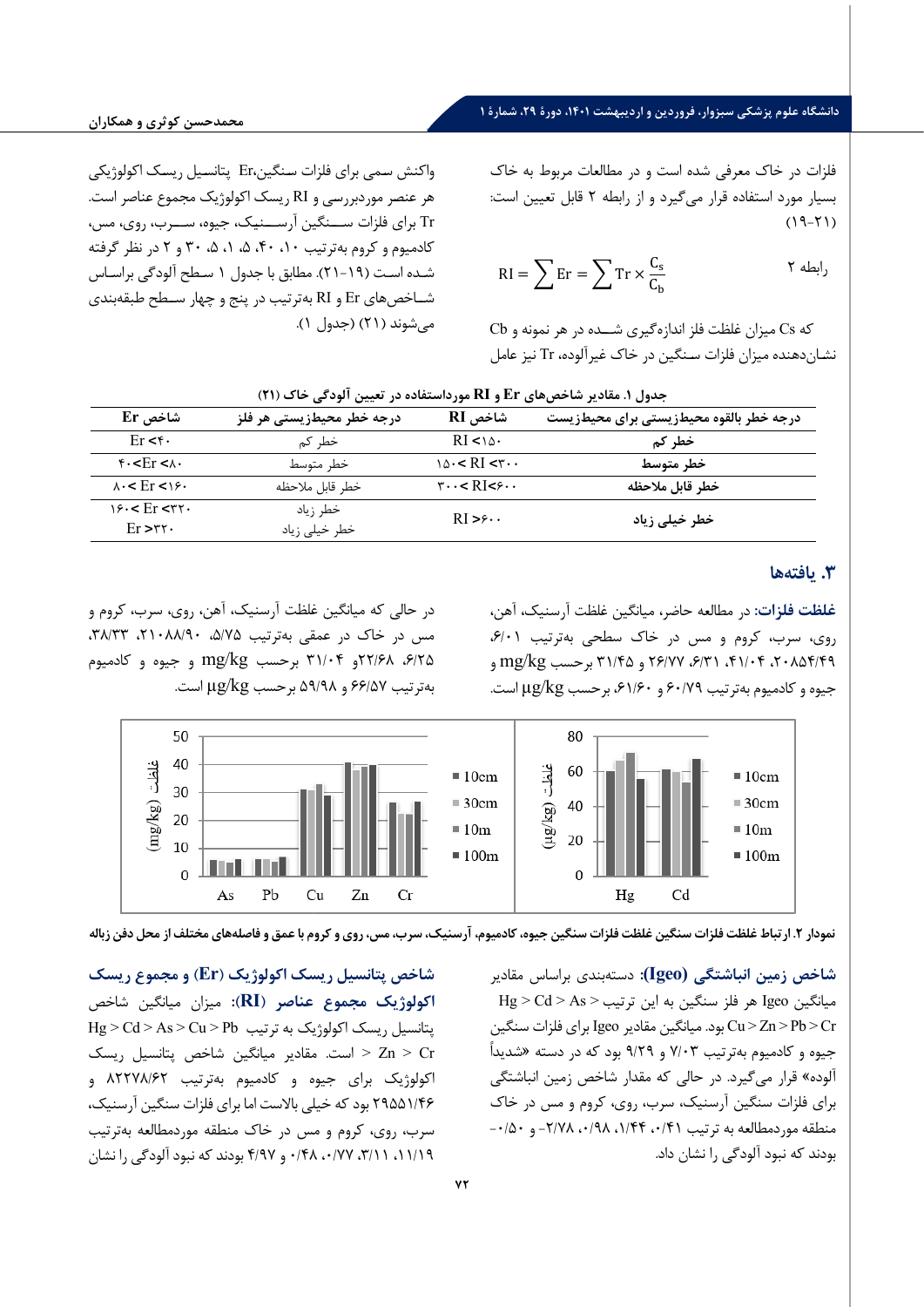فلزات در خاک معرفی شده است و در مطالعات مربوط به خاک بسیار مورد استفاده قرار می‌گیرد و از رابطه ۲ قابل تعیین است: (۲۱-۱۹)

$$RI = \sum Er = \sum Tr \times \frac{C_s}{C_b} \quad \text{رابطه ۲}$$

که Cs میزان غلظت فلز اندازه‌گیری شـــده در هر نمونه و Cb نشان‌دهنده میزان فلزات سـنگین در خاک غیرآلوده، Tr نیز عامل واکنش سمی برای فلزات سنگین، Er پتانسیل ریسک اکولوژیکی هر عنصر موردبررسی و RI ریسک اکولوژیک مجموع عناصر است. Tr برای فلزات ســـنگین آرســـنیک، جیوه، ســـرب، روی، مس، کادمیوم و کروم به‌ترتیب ۱۰، ۴۰، ۵، ۱، ۵، ۳۰ و ۲ در نظر گرفته شـده اسـت (۲۱-۱۹). مطابق با جدول ۱ سـطح آلودگی براسـاس شـاخص‌های Er و RI به‌ترتیب در پنج و چهار سـطح طبقه‌بندی می‌شوند (۲۱) (جدول ۱).

**جدول ۱. مقادیر شاخص‌های Er و RI مورداستفاده در تعیین آلودگی خاک (۲۱)**

| درجه خطر بالقوه محیط‌زیستی برای محیط‌زیست | شاخص RI | درجه خطر محیط‌زیستی هر فلز | شاخص Er |
|---|---|---|---|
| خطر کم | RI <۱۵۰ | خطر کم | Er <۴۰ |
| خطر متوسط | ۱۵۰< RI <۳۰۰ | خطر متوسط | ۴۰<Er <۸۰ |
| خطر قابل ملاحظه | ۳۰۰< RI<۶۰۰ | خطر قابل ملاحظه | ۸۰< Er <۱۶۰ |
| خطر خیلی زیاد | RI >۶۰۰ | خطر زیاد | ۱۶۰< Er <۳۲۰ |
| | | خطر خیلی زیاد | Er >۳۲۰ |

## ۳. یافته‌ها

**غلظت فلزات:** در مطالعه حاضر، میانگین غلظت آرسنیک، آهن، روی، سرب، کروم و مس در خاک سطحی به‌ترتیب ۶/۰۱، ۲۰۸۵۴/۴۹، ۴۱/۰۴، ۶/۳۱، ۲۶/۷۷ و ۳۱/۴۵ برحسب mg/kg و جیوه و کادمیوم به‌ترتیب ۶۰/۷۹ و ۶۱/۶۰ برحسب µg/kg است. در حالی که میانگین غلظت آرسنیک، آهن، روی، سرب، کروم و مس در خاک در عمقی به‌ترتیب ۵/۷۵، ۲۱۰۸۸/۹۰، ۳۸/۳۳، ۶/۲۵، ۲۲/۶۸و ۳۱/۰۴ برحسب mg/kg و جیوه و کادمیوم به‌ترتیب ۶۶/۵۷ و ۵۹/۹۸ برحسب µg/kg است.

**نمودار ۲. ارتباط غلظت فلزات سنگین غلظت فلزات سنگین جیوه، کادمیوم، آرسنیک، سرب، مس، روی و کروم با عمق و فاصله‌های مختلف از محل دفن زباله**

**شاخص زمین انباشتگی (Igeo):** دسته‌بندی براساس مقادیر میانگین Igeo هر فلز سنگین به این ترتیب Hg > Cd > As > Cu > Zn > Pb > Cr بود. میانگین مقادیر Igeo برای فلزات سنگین جیوه و کادمیوم به‌ترتیب ۷/۰۳ و ۹/۲۹ بود که در دسته «شدیداً آلوده» قرار می‌گیرد. در حالی که مقدار شاخص زمین انباشتگی برای فلزات سنگین آرسنیک، سرب، روی، کروم و مس در خاک منطقه موردمطالعه به ترتیب ۰/۴۱، ۱/۴۴، ۰/۹۸، ۲/۷۸- و ۰/۵۰- بودند که نبود آلودگی را نشان داد.

**شاخص پتانسیل ریسک اکولوژیک (Er) و مجموع ریسک اکولوژیک مجموع عناصر (RI):** میزان میانگین شاخص پتانسیل ریسک اکولوژیک به ترتیب Hg > Cd > As > Cu > Pb > Zn > Cr است. مقادیر میانگین شاخص پتانسیل ریسک اکولوژیک برای جیوه و کادمیوم به‌ترتیب ۸۲۲۷۸/۶۲ و ۲۹۵۵۱/۴۶ بود که خیلی بالاست اما برای فلزات سنگین آرسنیک، سرب، روی، کروم و مس در خاک منطقه موردمطالعه به‌ترتیب ۱۱/۱۹، ۳/۱۱، ۰/۷۷، ۰/۴۸ و ۴/۹۷ بودند که نبود آلودگی را نشان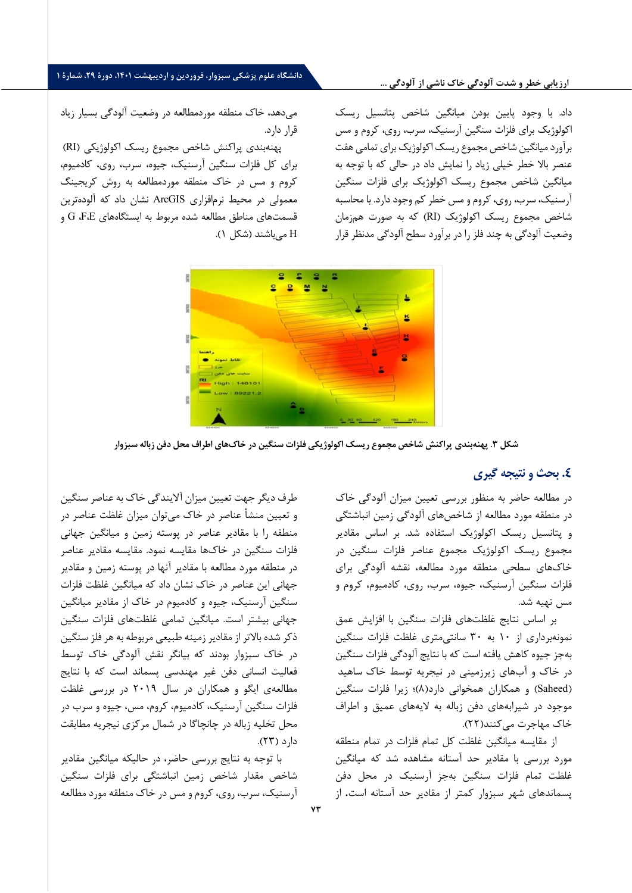داد. با وجود پایین بودن میانگین شاخص پتانسیل ریسک اکولوژیک برای فلزات سنگین آرسنیک، سرب، روی، کروم و مس برآورد میانگین شاخص مجموع ریسک اکولوژیک برای تمامی هفت عنصر بالا خطر خیلی زیاد را نمایش داد در حالی که با توجه به میانگین شاخص مجموع ریسک اکولوژیک برای فلزات سنگین آرسنیک، سرب، روی، کروم و مس خطر کم وجود دارد. با محاسبه شاخص مجموع ریسک اکولوژیک (RI) که به صورت همزمان وضعیت آلودگی به چند فلز را در برآورد سطح آلودگی مدنظر قرار می‌دهد، خاک منطقه موردمطالعه در وضعیت آلودگی بسیار زیاد قرار دارد.

پهنه‌بندی پراکنش شاخص مجموع ریسک اکولوژیکی (RI) برای کل فلزات سنگین آرسنیک، جیوه، سرب، روی، کادمیوم، کروم و مس در خاک منطقه موردمطالعه به روش کریجینگ معمولی در محیط نرم‌افزاری ArcGIS نشان داد که آلوده‌ترین قسمت‌های مناطق مطالعه شده مربوط به ایستگاه‌های E، F، G و H می‌باشند (شکل ۱).

شکل ۳. پهنه‌بندی پراکنش شاخص مجموع ریسک اکولوژیکی فلزات سنگین در خاک‌های اطراف محل دفن زباله سبزوار

## ۴. بحث و نتیجه گیری

در مطالعه حاضر به منظور بررسی تعیین میزان آلودگی خاک در منطقه مورد مطالعه از شاخص‌های آلودگی زمین انباشتگی و پتانسیل ریسک اکولوژیک استفاده شد. بر اساس مقادیر مجموع ریسک اکولوژیک مجموع عناصر فلزات سنگین در خاک‌های سطحی منطقه مورد مطالعه، نقشه آلودگی برای فلزات سنگین آرسنیک، جیوه، سرب، روی، کادمیوم، کروم و مس تهیه شد.

بر اساس نتایج غلظت‌های فلزات سنگین با افزایش عمق نمونه‌برداری از ۱۰ به ۳۰ سانتی‌متری غلظت فلزات سنگین به‌جز جیوه کاهش یافته است که با نتایج آلودگی فلزات سنگین در خاک و آب‌های زیرزمینی در نیجریه توسط خاک ساهید (Saheed) و همکاران همخوانی دارد(۸)؛ زیرا فلزات سنگین موجود در شیرابه‌های دفن زباله به لایه‌های عمیق و اطراف خاک مهاجرت می‌کنند(۲۲).

از مقایسه میانگین غلظت کل تمام فلزات در تمام منطقه مورد بررسی با مقادیر حد آستانه مشاهده شد که میانگین غلظت تمام فلزات سنگین به‌جز آرسنیک در محل دفن پسماندهای شهر سبزوار کمتر از مقادیر حد آستانه است. از طرف دیگر جهت تعیین میزان آلایندگی خاک به عناصر سنگین و تعیین منشأ عناصر در خاک می‌توان میزان غلظت عناصر در منطقه را با مقادیر عناصر در پوسته زمین و میانگین جهانی فلزات سنگین در خاک‌ها مقایسه نمود. مقایسه مقادیر عناصر در منطقه مورد مطالعه با مقادیر آنها در پوسته زمین و مقادیر جهانی این عناصر در خاک نشان داد که میانگین غلظت فلزات سنگین آرسنیک، جیوه و کادمیوم در خاک از مقادیر میانگین جهانی بیشتر است. میانگین تمامی غلظت‌های فلزات سنگین ذکر شده بالاتر از مقادیر زمینه طبیعی مربوطه به هر فلز سنگین در خاک سبزوار بودند که بیانگر نقش آلودگی خاک توسط فعالیت انسانی دفن غیر مهندسی پسماند است که با نتایج مطالعه‌ی ایگو و همکاران در سال ۲۰۱۹ در بررسی غلظت فلزات سنگین آرسنیک، کادمیوم، کروم، مس، جیوه و سرب در محل تخلیه زباله در چانچاگا در شمال مرکزی نیجریه مطابقت دارد (۲۳).

با توجه به نتایج بررسی حاضر، در حالیکه میانگین مقادیر شاخص مقدار شاخص زمین انباشتگی برای فلزات سنگین آرسنیک، سرب، روی، کروم و مس در خاک منطقه مورد مطالعه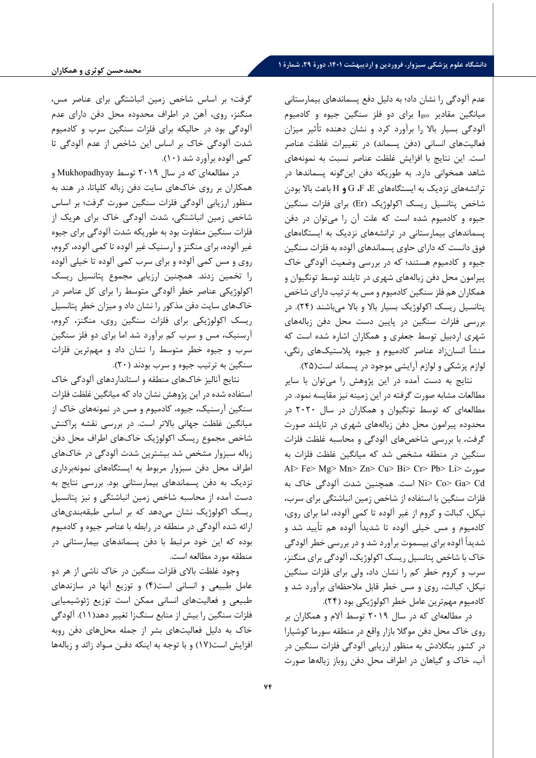عدم آلودگی را نشان داد؛ به دلیل دفع پسماندهای بیمارستانی میانگین مقادیر $I_{geo}$ برای دو فلز سنگین جیوه و کادمیوم آلودگی بسیار بالا را برآورد کرد و نشان دهنده تأثیر میزان فعالیت‌های انسانی (دفن پسماند) در تغییرات غلظت عناصر است. این نتایج با افزایش غلظت عناصر نسبت به نمونه‌های شاهد همخوانی دارد. به طوریکه دفن این‌گونه پسماندها در ترانشه‌های نزدیک به ایستگاه‌های E، F، G و H باعث بالا بودن شاخص پتانسیل ریسک اکولوژیک (Er) برای فلزات سنگین جیوه و کادمیوم شده است که علت آن را می‌توان در دفن پسماندهای بیمارستانی در ترانشه‌های نزدیک به ایستگاه‌های فوق دانست که دارای حاوی پسماندهای آلوده به فلزات سنگین جیوه و کادمیوم هستند؛ که در بررسی وضعیت آلودگی خاک پیرامون محل دفن زباله‌های شهری در تایلند توسط تونگیوان و همکاران هم فلز سنگین کادمیوم و مس به ترتیب دارای شاخص پتانسیل ریسک اکولوژیک بسیار بالا و بالا می‌باشند (۲۴). در بررسی فلزات سنگین در پایین دست محل دفن زباله‌های شهری اردبیل توسط جعفری و همکاران اشاره شده است که منشأ انسان‌زاد عناصر کادمیوم و جیوه پلاستیک‌های رنگی، لوازم پزشکی و لوازم آرایشی موجود در پسماند است(۲۵).

نتایج به دست آمده در این پژوهش را می‌توان با سایر مطالعات مشابه صورت گرفته در این زمینه نیز مقایسه نمود. در مطالعه‌ای که توسط تونگیوان و همکاران در سال ۲۰۲۰ در محدوده پیرامون محل دفن زباله‌های شهری در تایلند صورت گرفت، با بررسی شاخص‌های آلودگی و محاسبه غلظت فلزات سنگین در منطقه مشخص شد که میانگین غلظت فلزات به صورت Al> Fe> Mg> Mn> Zn> Cu> Bi> Cr> Pb> Li> Ni> Co> Ga> Cd است. همچنین شدت آلودگی خاک به فلزات سنگین با استفاده از شاخص زمین انباشتگی برای سرب، نیکل، کبالت و کروم از غیر آلوده تا کمی آلوده، اما برای روی، کادمیوم و مس خیلی آلوده تا شدیداً آلوده هم تأیید شد و شدیداً آلوده برای بیسموت برآورد شد و در بررسی خطر آلودگی خاک با شاخص پتانسیل ریسک اکولوژیک، آلودگی برای منگنز، سرب و کروم خطر کم را نشان داد، ولی برای فلزات سنگین نیکل، کبالت، روی و مس خطر قابل ملاحظه‌ای برآورد شد و کادمیوم مهم‌ترین عامل خطر اکولوژیکی بود (۲۴).

در مطالعه‌ای که در سال ۲۰۱۹ توسط آلام و همکاران بر روی خاک محل دفن موگلا بازار واقع در منطقه سورما کوشیارا در کشور بنگلادش به منظور ارزیابی آلودگی فلزات سنگین در آب، خاک و گیاهان در اطراف محل دفن روباز زباله‌ها صورت گرفت؛ بر اساس شاخص زمین انباشتگی برای عناصر مس، منگنز، روی، آهن در اطراف محدوده محل دفن دارای عدم آلودگی بود در حالیکه برای فلزات سنگین سرب و کادمیوم شدت آلودگی خاک بر اساس این شاخص از عدم آلودگی تا کمی آلوده برآورد شد (۱۰).

در مطالعه‌ای که در سال ۲۰۱۹ توسط Mukhopadhyay و همکاران بر روی خاک‌های سایت دفن زباله کلپاتا، در هند به منظور ارزیابی آلودگی فلزات سنگین صورت گرفت؛ بر اساس شاخص زمین انباشتگی، شدت آلودگی خاک برای هریک از فلزات سنگین متفاوت بود به طوریکه شدت آلودگی برای جیوه غیر آلوده، برای منگنز و آرسنیک غیر آلوده تا کمی آلوده، کروم، روی و مس کمی آلوده و برای سرب کمی آلوده تا خیلی آلوده را تخمین زدند. همچنین ارزیابی مجموع پتانسیل ریسک اکولوژیکی عناصر خطر آلودگی متوسط را برای کل عناصر در خاک‌های سایت دفن مذکور را نشان داد و میزان خطر پتانسیل ریسک اکولوژیکی برای فلزات سنگین روی، منگنز، کروم، آرسنیک، مس و سرب کم برآورد شد اما برای دو فلز سنگین سرب و جیوه خطر متوسط را نشان داد و مهم‌ترین فلزات سنگین به ترتیب جیوه و سرب بودند (۲۰).

نتایج آنالیز خاک‌های منطقه و استانداردهای آلودگی خاک استفاده شده در این پژوهش نشان داد که میانگین غلظت فلزات سنگین آرسنیک، جیوه، کادمیوم و مس در نمونه‌های خاک از میانگین غلظت جهانی بالاتر است. در بررسی نقشه پراکنش شاخص مجموع ریسک اکولوژیک خاک‌های اطراف محل دفن زباله سبزوار مشخص شد بیشترین شدت آلودگی در خاک‌های اطراف محل دفن سبزوار مربوط به ایستگاه‌های نمونه‌برداری نزدیک به دفن پسماندهای بیمارستانی بود. بررسی نتایج به دست آمده از محاسبه شاخص زمین انباشتی و نیز پتانسیل ریسک اکولوژیک نشان می‌دهد که بر اساس طبقه‌بندی‌های ارائه شده آلودگی در منطقه در رابطه با عناصر جیوه و کادمیوم بوده که این خود مرتبط با دفن پسماندهای بیمارستانی در منطقه مورد مطالعه است.

وجود غلظت بالای فلزات سنگین در خاک ناشی از هر دو عامل طبیعی و انسانی است(۴) و توزیع آنها در سازندهای طبیعی و فعالیت‌های انسانی ممکن است توزیع ژئوشیمیایی فلزات سنگین را بیش از منابع سنگ‌زا تغییر دهد(۱۱). آلودگی خاک به دلیل فعالیت‌های بشر از جمله محل‌های دفن روبه افزایش است(۱۷) و با توجه به اینکه دفـن مـواد زائد و زباله‌ها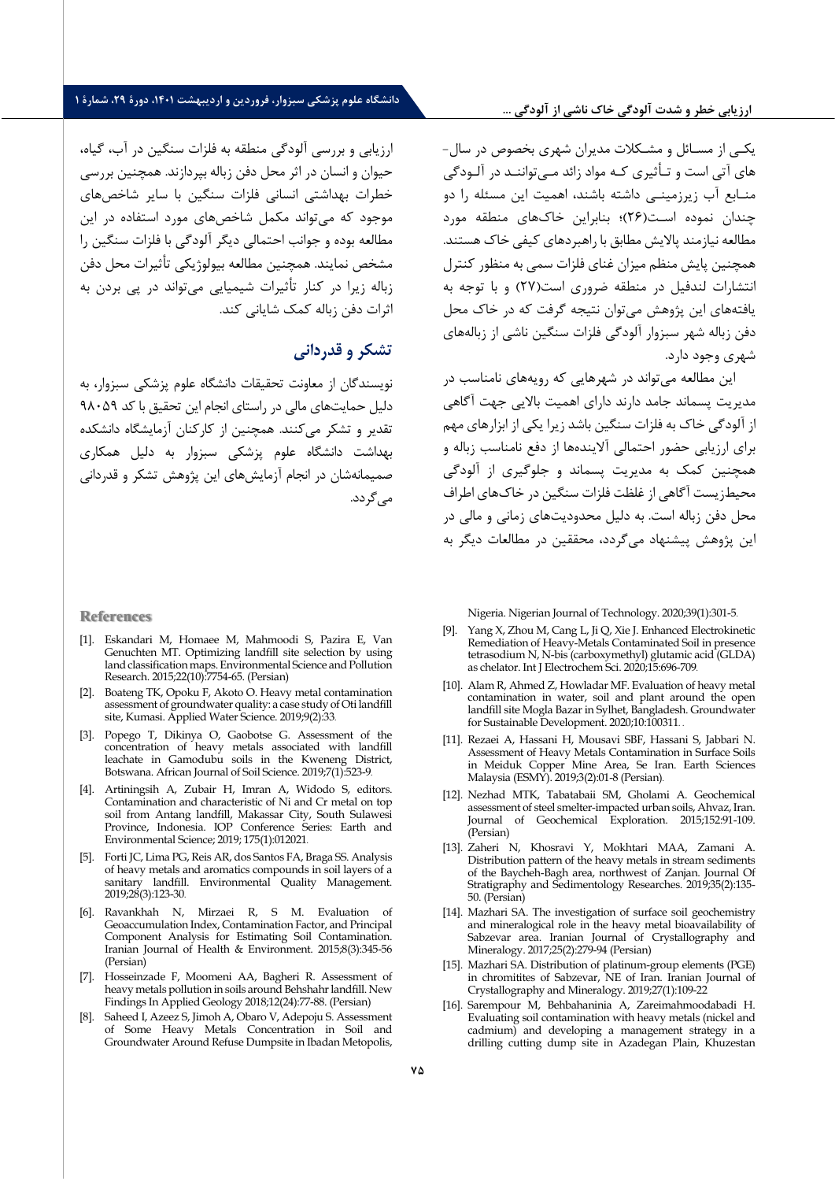یکی از مسائل و مشکلات مدیران شهری بخصوص در سال-های آتی است و تأثیری که مواد زائد می‌توانند در آلودگی منابع آب زیرزمینی داشته باشند، اهمیت این مسئله را دو چندان نموده است(۲۶)؛ بنابراین خاک‌های منطقه مورد مطالعه نیازمند پالایش مطابق با راهبردهای کیفی خاک هستند. همچنین پایش منظم میزان غنای فلزات سمی به منظور کنترل انتشارات لندفیل در منطقه ضروری است(۲۷) و با توجه به یافته‌های این پژوهش می‌توان نتیجه گرفت که در خاک محل دفن زباله شهر سبزوار آلودگی فلزات سنگین ناشی از زباله‌های شهری وجود دارد.

این مطالعه می‌تواند در شهرهایی که رویه‌های نامناسب در مدیریت پسماند جامد دارند دارای اهمیت بالایی جهت آگاهی از آلودگی خاک به فلزات سنگین باشد زیرا یکی از ابزارهای مهم برای ارزیابی حضور احتمالی آلاینده‌ها از دفع نامناسب زباله و همچنین کمک به مدیریت پسماند و جلوگیری از آلودگی محیط‌زیست آگاهی از غلظت فلزات سنگین در خاک‌های اطراف محل دفن زباله است. به دلیل محدودیت‌های زمانی و مالی در این پژوهش پیشنهاد می‌گردد، محققین در مطالعات دیگر به ارزیابی و بررسی آلودگی منطقه به فلزات سنگین در آب، گیاه، حیوان و انسان در اثر محل دفن زباله بپردازند. همچنین بررسی خطرات بهداشتی انسانی فلزات سنگین با سایر شاخص‌های موجود که می‌تواند مکمل شاخص‌های مورد استفاده در این مطالعه بوده و جوانب احتمالی دیگر آلودگی با فلزات سنگین را مشخص نمایند. همچنین مطالعه بیولوژیکی تأثیرات محل دفن زباله زیرا در کنار تأثیرات شیمیایی می‌تواند در پی بردن به اثرات دفن زباله کمک شایانی کند.

## تشکر و قدردانی

نویسندگان از معاونت تحقیقات دانشگاه علوم پزشکی سبزوار، به دلیل حمایت‌های مالی در راستای انجام این تحقیق با کد ۹۸۰۵۹ تقدیر و تشکر می‌کنند. همچنین از کارکنان آزمایشگاه دانشکده بهداشت دانشگاه علوم پزشکی سبزوار به دلیل همکاری صمیمانه‌شان در انجام آزمایش‌های این پژوهش تشکر و قدردانی می‌گردد.

## References

[1]. Eskandari M, Homaee M, Mahmoodi S, Pazira E, Van Genuchten MT. Optimizing landfill site selection by using land classification maps. Environmental Science and Pollution Research. 2015;22(10):7754-65. (Persian)

[2]. Boateng TK, Opoku F, Akoto O. Heavy metal contamination assessment of groundwater quality: a case study of Oti landfill site, Kumasi. Applied Water Science. 2019;9(2):33.

[3]. Popego T, Dikinya O, Gaobotse G. Assessment of the concentration of heavy metals associated with landfill leachate in Gamodubu soils in the Kweneng District, Botswana. African Journal of Soil Science. 2019;7(1):523-9.

[4]. Artiningsih A, Zubair H, Imran A, Widodo S, editors. Contamination and characteristic of Ni and Cr metal on top soil from Antang landfill, Makassar City, South Sulawesi Province, Indonesia. IOP Conference Series: Earth and Environmental Science; 2019; 175(1):012021.

[5]. Forti JC, Lima PG, Reis AR, dos Santos FA, Braga SS. Analysis of heavy metals and aromatics compounds in soil layers of a sanitary landfill. Environmental Quality Management. 2019;28(3):123-30.

[6]. Ravankhah N, Mirzaei R, S M. Evaluation of Geoaccumulation Index, Contamination Factor, and Principal Component Analysis for Estimating Soil Contamination. Iranian Journal of Health & Environment. 2015;8(3):345-56 (Persian)

[7]. Hosseinzade F, Moomeni AA, Bagheri R. Assessment of heavy metals pollution in soils around Behshahr landfill. New Findings In Applied Geology 2018;12(24):77-88. (Persian)

[8]. Saheed I, Azeez S, Jimoh A, Obaro V, Adepoju S. Assessment of Some Heavy Metals Concentration in Soil and Groundwater Around Refuse Dumpsite in Ibadan Metopolis, Nigeria. Nigerian Journal of Technology. 2020;39(1):301-5.

[9]. Yang X, Zhou M, Cang L, Ji Q, Xie J. Enhanced Electrokinetic Remediation of Heavy-Metals Contaminated Soil in presence tetrasodium N, N-bis (carboxymethyl) glutamic acid (GLDA) as chelator. Int J Electrochem Sci. 2020;15:696-709.

[10]. Alam R, Ahmed Z, Howladar MF. Evaluation of heavy metal contamination in water, soil and plant around the open landfill site Mogla Bazar in Sylhet, Bangladesh. Groundwater for Sustainable Development. 2020;10:100311..

[11]. Rezaei A, Hassani H, Mousavi SBF, Hassani S, Jabbari N. Assessment of Heavy Metals Contamination in Surface Soils in Meiduk Copper Mine Area, Se Iran. Earth Sciences Malaysia (ESMY). 2019;3(2):01-8 (Persian).

[12]. Nezhad MTK, Tabatabaii SM, Gholami A. Geochemical assessment of steel smelter-impacted urban soils, Ahvaz, Iran. Journal of Geochemical Exploration. 2015;152:91-109. (Persian)

[13]. Zaheri N, Khosravi Y, Mokhtari MAA, Zamani A. Distribution pattern of the heavy metals in stream sediments of the Baycheh-Bagh area, northwest of Zanjan. Journal Of Stratigraphy and Sedimentology Researches. 2019;35(2):135-50. (Persian)

[14]. Mazhari SA. The investigation of surface soil geochemistry and mineralogical role in the heavy metal bioavailability of Sabzevar area. Iranian Journal of Crystallography and Mineralogy. 2017;25(2):279-94 (Persian)

[15]. Mazhari SA. Distribution of platinum-group elements (PGE) in chromitites of Sabzevar, NE of Iran. Iranian Journal of Crystallography and Mineralogy. 2019;27(1):109-22

[16]. Sarempour M, Behbahaninia A, Zareimahmoodabadi H. Evaluating soil contamination with heavy metals (nickel and cadmium) and developing a management strategy in a drilling cutting dump site in Azadegan Plain, Khuzestan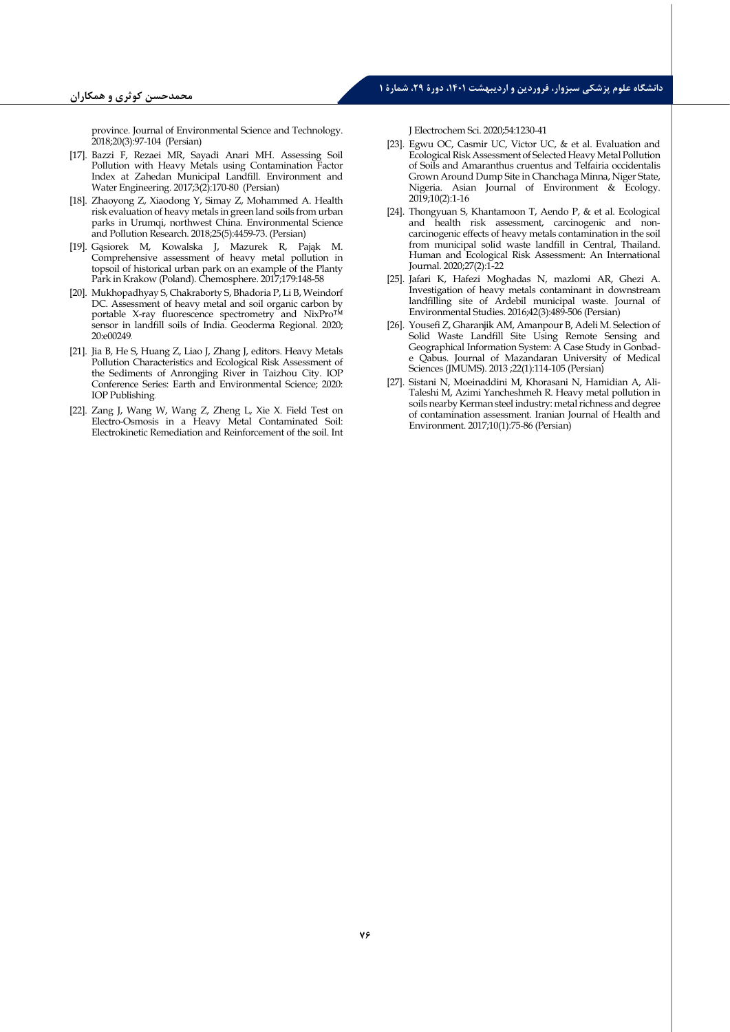province. Journal of Environmental Science and Technology. 2018;20(3):97-104 (Persian)

[17]. Bazzi F, Rezaei MR, Sayadi Anari MH. Assessing Soil Pollution with Heavy Metals using Contamination Factor Index at Zahedan Municipal Landfill. Environment and Water Engineering. 2017;3(2):170-80 (Persian)

[18]. Zhaoyong Z, Xiaodong Y, Simay Z, Mohammed A. Health risk evaluation of heavy metals in green land soils from urban parks in Urumqi, northwest China. Environmental Science and Pollution Research. 2018;25(5):4459-73. (Persian)

[19]. Gąsiorek M, Kowalska J, Mazurek R, Pająk M. Comprehensive assessment of heavy metal pollution in topsoil of historical urban park on an example of the Planty Park in Krakow (Poland). Chemosphere. 2017;179:148-58

[20]. Mukhopadhyay S, Chakraborty S, Bhadoria P, Li B, Weindorf DC. Assessment of heavy metal and soil organic carbon by portable X-ray fluorescence spectrometry and NixPro™ sensor in landfill soils of India. Geoderma Regional. 2020; 20:e00249.

[21]. Jia B, He S, Huang Z, Liao J, Zhang J, editors. Heavy Metals Pollution Characteristics and Ecological Risk Assessment of the Sediments of Anrongjing River in Taizhou City. IOP Conference Series: Earth and Environmental Science; 2020: IOP Publishing.

[22]. Zang J, Wang W, Wang Z, Zheng L, Xie X. Field Test on Electro-Osmosis in a Heavy Metal Contaminated Soil: Electrokinetic Remediation and Reinforcement of the soil. Int J Electrochem Sci. 2020;54:1230-41

[23]. Egwu OC, Casmir UC, Victor UC, & et al. Evaluation and Ecological Risk Assessment of Selected Heavy Metal Pollution of Soils and Amaranthus cruentus and Telfairia occidentalis Grown Around Dump Site in Chanchaga Minna, Niger State, Nigeria. Asian Journal of Environment & Ecology. 2019;10(2):1-16

[24]. Thongyuan S, Khantamoon T, Aendo P, & et al. Ecological and health risk assessment, carcinogenic and non-carcinogenic effects of heavy metals contamination in the soil from municipal solid waste landfill in Central, Thailand. Human and Ecological Risk Assessment: An International Journal. 2020;27(2):1-22

[25]. Jafari K, Hafezi Moghadas N, mazlomi AR, Ghezi A. Investigation of heavy metals contaminant in downstream landfilling site of Ardebil municipal waste. Journal of Environmental Studies. 2016;42(3):489-506 (Persian)

[26]. Yousefi Z, Gharanjik AM, Amanpour B, Adeli M. Selection of Solid Waste Landfill Site Using Remote Sensing and Geographical Information System: A Case Study in Gonbad-e Qabus. Journal of Mazandaran University of Medical Sciences (JMUMS). 2013 ;22(1):114-105 (Persian)

[27]. Sistani N, Moeinaddini M, Khorasani N, Hamidian A, Ali-Taleshi M, Azimi Yancheshmeh R. Heavy metal pollution in soils nearby Kerman steel industry: metal richness and degree of contamination assessment. Iranian Journal of Health and Environment. 2017;10(1):75-86 (Persian)